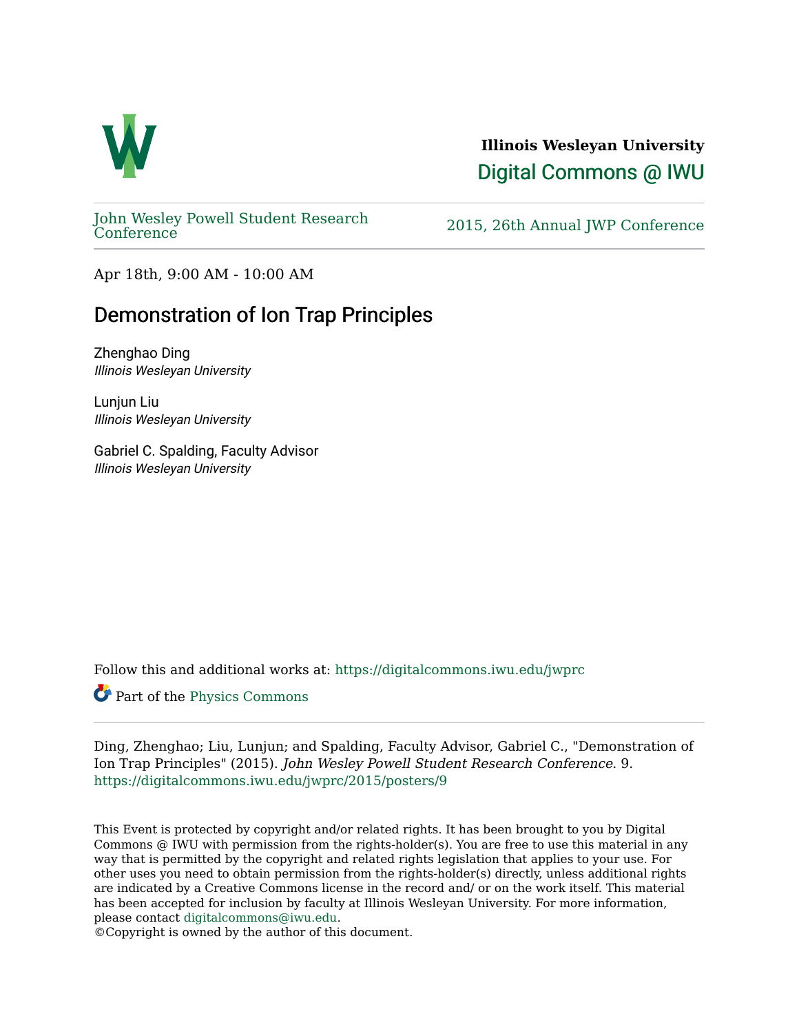**Illinois Wesleyan University**

Digital Commons @ IWU

John Wesley Powell Student Research Conference

2015, 26th Annual JWP Conference

Apr 18th, 9:00 AM - 10:00 AM

# Demonstration of Ion Trap Principles

Zhenghao Ding
*Illinois Wesleyan University*

Lunjun Liu
*Illinois Wesleyan University*

Gabriel C. Spalding, Faculty Advisor
*Illinois Wesleyan University*

Follow this and additional works at: https://digitalcommons.iwu.edu/jwprc

Part of the Physics Commons

Ding, Zhenghao; Liu, Lunjun; and Spalding, Faculty Advisor, Gabriel C., "Demonstration of Ion Trap Principles" (2015). *John Wesley Powell Student Research Conference*. 9.
https://digitalcommons.iwu.edu/jwprc/2015/posters/9

This Event is protected by copyright and/or related rights. It has been brought to you by Digital Commons @ IWU with permission from the rights-holder(s). You are free to use this material in any way that is permitted by the copyright and related rights legislation that applies to your use. For other uses you need to obtain permission from the rights-holder(s) directly, unless additional rights are indicated by a Creative Commons license in the record and/ or on the work itself. This material has been accepted for inclusion by faculty at Illinois Wesleyan University. For more information, please contact digitalcommons@iwu.edu.
©Copyright is owned by the author of this document.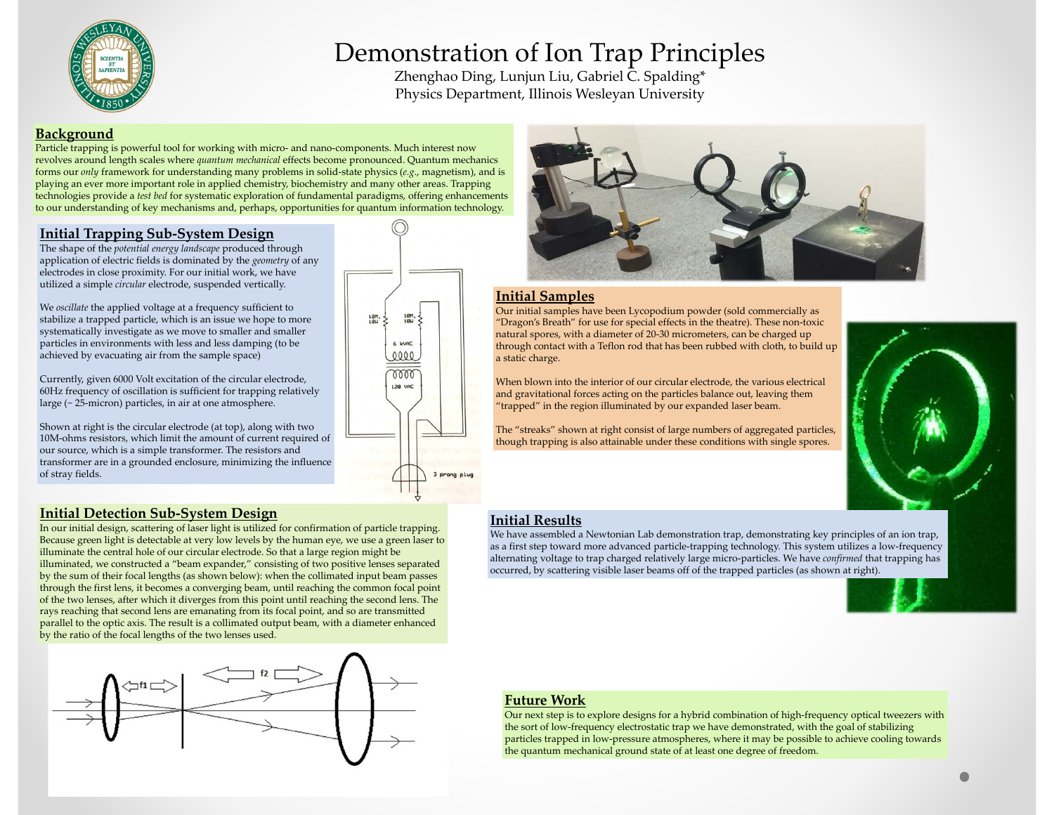# Demonstration of Ion Trap Principles

Zhenghao Ding, Lunjun Liu, Gabriel C. Spalding*

Physics Department, Illinois Wesleyan University

## Background

Particle trapping is powerful tool for working with micro- and nano-components. Much interest now revolves around length scales where *quantum mechanical* effects become pronounced. Quantum mechanics forms our *only* framework for understanding many problems in solid-state physics (*e.g.*, magnetism), and is playing an ever more important role in applied chemistry, biochemistry and many other areas. Trapping technologies provide a *test bed* for systematic exploration of fundamental paradigms, offering enhancements to our understanding of key mechanisms and, perhaps, opportunities for quantum information technology.

## Initial Trapping Sub-System Design

The shape of the *potential energy landscape* produced through application of electric fields is dominated by the *geometry* of any electrodes in close proximity. For our initial work, we have utilized a simple *circular* electrode, suspended vertically.

We *oscillate* the applied voltage at a frequency sufficient to stabilize a trapped particle, which is an issue we hope to more systematically investigate as we move to smaller and smaller particles in environments with less and less damping (to be achieved by evacuating air from the sample space)

Currently, given 6000 Volt excitation of the circular electrode, 60Hz frequency of oscillation is sufficient for trapping relatively large (~ 25-micron) particles, in air at one atmosphere.

Shown at right is the circular electrode (at top), along with two 10M-ohms resistors, which limit the amount of current required of our source, which is a simple transformer. The resistors and transformer are in a grounded enclosure, minimizing the influence of stray fields.

10M, 10W
10M, 10W
6 kVAC
120 VAC
3 prong plug

## Initial Detection Sub-System Design

In our initial design, scattering of laser light is utilized for confirmation of particle trapping. Because green light is detectable at very low levels by the human eye, we use a green laser to illuminate the central hole of our circular electrode. So that a large region might be illuminated, we constructed a "beam expander," consisting of two positive lenses separated by the sum of their focal lengths (as shown below): when the collimated input beam passes through the first lens, it becomes a converging beam, until reaching the common focal point of the two lenses, after which it diverges from this point until reaching the second lens. The rays reaching that second lens are emanating from its focal point, and so are transmitted parallel to the optic axis. The result is a collimated output beam, with a diameter enhanced by the ratio of the focal lengths of the two lenses used.

f1
f2

## Initial Samples

Our initial samples have been Lycopodium powder (sold commercially as "Dragon's Breath" for use for special effects in the theatre). These non-toxic natural spores, with a diameter of 20-30 micrometers, can be charged up through contact with a Teflon rod that has been rubbed with cloth, to build up a static charge.

When blown into the interior of our circular electrode, the various electrical and gravitational forces acting on the particles balance out, leaving them "trapped" in the region illuminated by our expanded laser beam.

The "streaks" shown at right consist of large numbers of aggregated particles, though trapping is also attainable under these conditions with single spores.

## Initial Results

We have assembled a Newtonian Lab demonstration trap, demonstrating key principles of an ion trap, as a first step toward more advanced particle-trapping technology. This system utilizes a low-frequency alternating voltage to trap charged relatively large micro-particles. We have *confirmed* that trapping has occurred, by scattering visible laser beams off of the trapped particles (as shown at right).

## Future Work

Our next step is to explore designs for a hybrid combination of high-frequency optical tweezers with the sort of low-frequency electrostatic trap we have demonstrated, with the goal of stabilizing particles trapped in low-pressure atmospheres, where it may be possible to achieve cooling towards the quantum mechanical ground state of at least one degree of freedom.